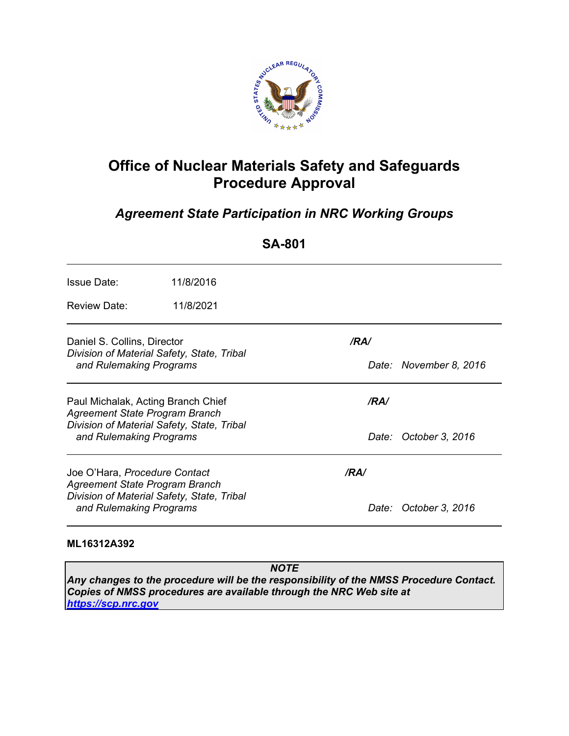# Office of Nuclear Materials Safety and Safeguards Procedure Approval

## *Agreement State Participation in NRC Working Groups*

## SA-801

| | |
|---|---|
| Issue Date: | 11/8/2016 |
| Review Date: | 11/8/2021 |

---

Daniel S. Collins, Director
*Division of Material Safety, State, Tribal and Rulemaking Programs*

***/RA/***

*Date: November 8, 2016*

---

Paul Michalak, Acting Branch Chief
*Agreement State Program Branch*
*Division of Material Safety, State, Tribal and Rulemaking Programs*

***/RA/***

*Date: October 3, 2016*

---

Joe O'Hara, *Procedure Contact*
*Agreement State Program Branch*
*Division of Material Safety, State, Tribal and Rulemaking Programs*

***/RA/***

*Date: October 3, 2016*

---

**ML16312A392**

> ***NOTE***
> ***Any changes to the procedure will be the responsibility of the NMSS Procedure Contact. Copies of NMSS procedures are available through the NRC Web site at [https://scp.nrc.gov](https://scp.nrc.gov)***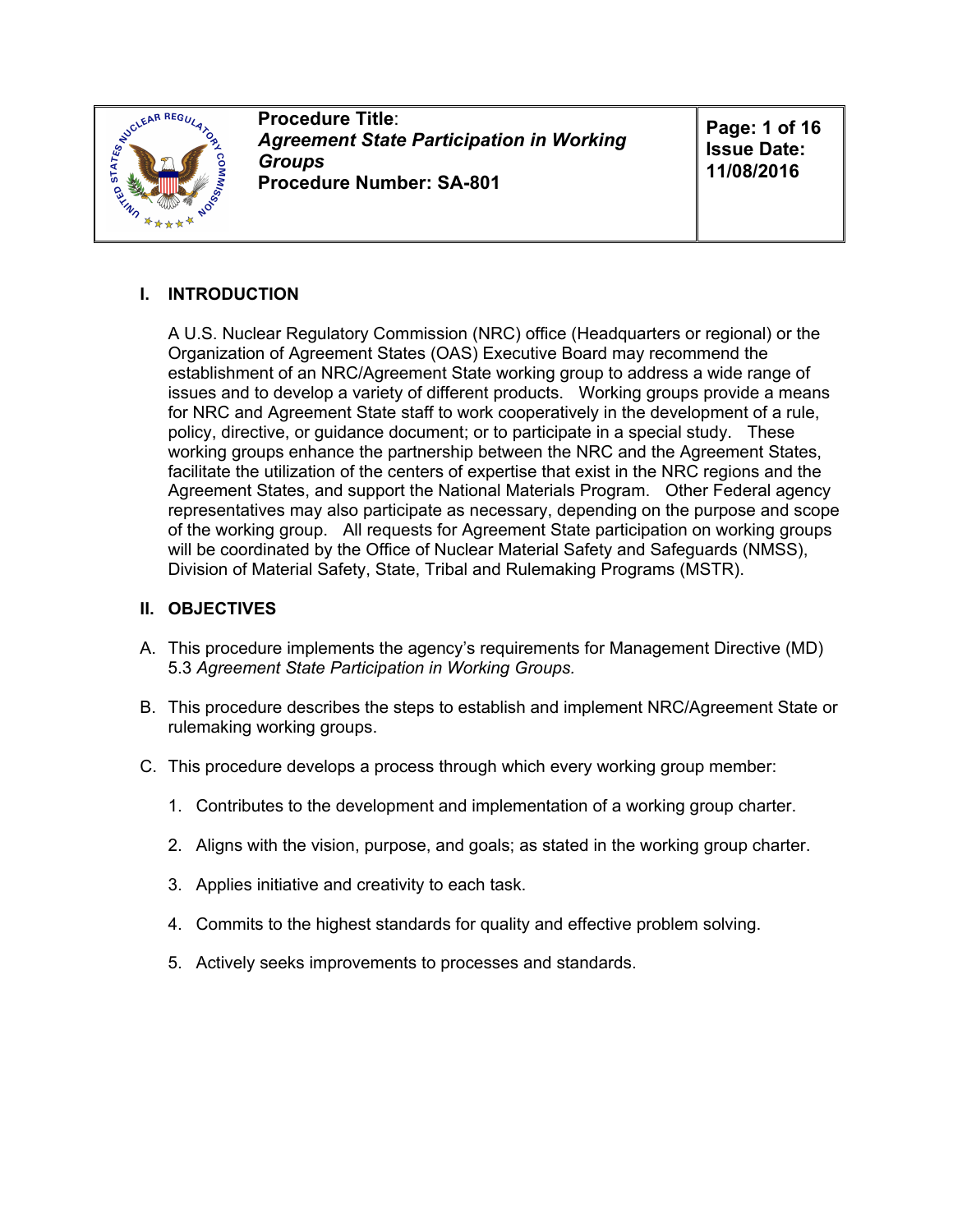| | Procedure Title: *Agreement State Participation in Working Groups* Procedure Number: SA-801 | Page: 1 of 16 Issue Date: 11/08/2016 |
|---|---|---|

## I. INTRODUCTION

A U.S. Nuclear Regulatory Commission (NRC) office (Headquarters or regional) or the Organization of Agreement States (OAS) Executive Board may recommend the establishment of an NRC/Agreement State working group to address a wide range of issues and to develop a variety of different products. Working groups provide a means for NRC and Agreement State staff to work cooperatively in the development of a rule, policy, directive, or guidance document; or to participate in a special study. These working groups enhance the partnership between the NRC and the Agreement States, facilitate the utilization of the centers of expertise that exist in the NRC regions and the Agreement States, and support the National Materials Program. Other Federal agency representatives may also participate as necessary, depending on the purpose and scope of the working group. All requests for Agreement State participation on working groups will be coordinated by the Office of Nuclear Material Safety and Safeguards (NMSS), Division of Material Safety, State, Tribal and Rulemaking Programs (MSTR).

## II. OBJECTIVES

A. This procedure implements the agency's requirements for Management Directive (MD) 5.3 *Agreement State Participation in Working Groups.*

B. This procedure describes the steps to establish and implement NRC/Agreement State or rulemaking working groups.

C. This procedure develops a process through which every working group member:

1. Contributes to the development and implementation of a working group charter.

2. Aligns with the vision, purpose, and goals; as stated in the working group charter.

3. Applies initiative and creativity to each task.

4. Commits to the highest standards for quality and effective problem solving.

5. Actively seeks improvements to processes and standards.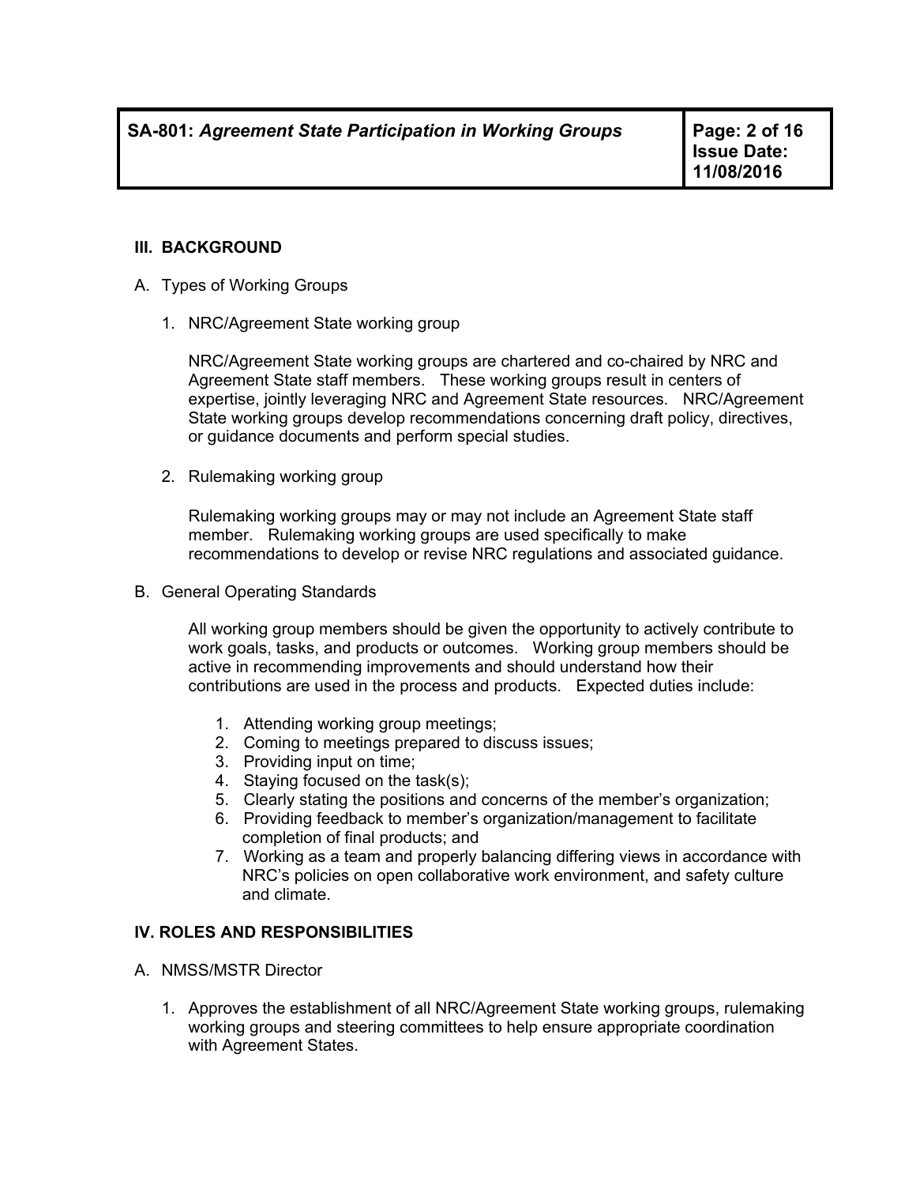## III. BACKGROUND

A. Types of Working Groups

1. NRC/Agreement State working group

   NRC/Agreement State working groups are chartered and co-chaired by NRC and Agreement State staff members. These working groups result in centers of expertise, jointly leveraging NRC and Agreement State resources. NRC/Agreement State working groups develop recommendations concerning draft policy, directives, or guidance documents and perform special studies.

2. Rulemaking working group

   Rulemaking working groups may or may not include an Agreement State staff member. Rulemaking working groups are used specifically to make recommendations to develop or revise NRC regulations and associated guidance.

B. General Operating Standards

   All working group members should be given the opportunity to actively contribute to work goals, tasks, and products or outcomes. Working group members should be active in recommending improvements and should understand how their contributions are used in the process and products. Expected duties include:

   1. Attending working group meetings;
   2. Coming to meetings prepared to discuss issues;
   3. Providing input on time;
   4. Staying focused on the task(s);
   5. Clearly stating the positions and concerns of the member's organization;
   6. Providing feedback to member's organization/management to facilitate completion of final products; and
   7. Working as a team and properly balancing differing views in accordance with NRC's policies on open collaborative work environment, and safety culture and climate.

## IV. ROLES AND RESPONSIBILITIES

A. NMSS/MSTR Director

1. Approves the establishment of all NRC/Agreement State working groups, rulemaking working groups and steering committees to help ensure appropriate coordination with Agreement States.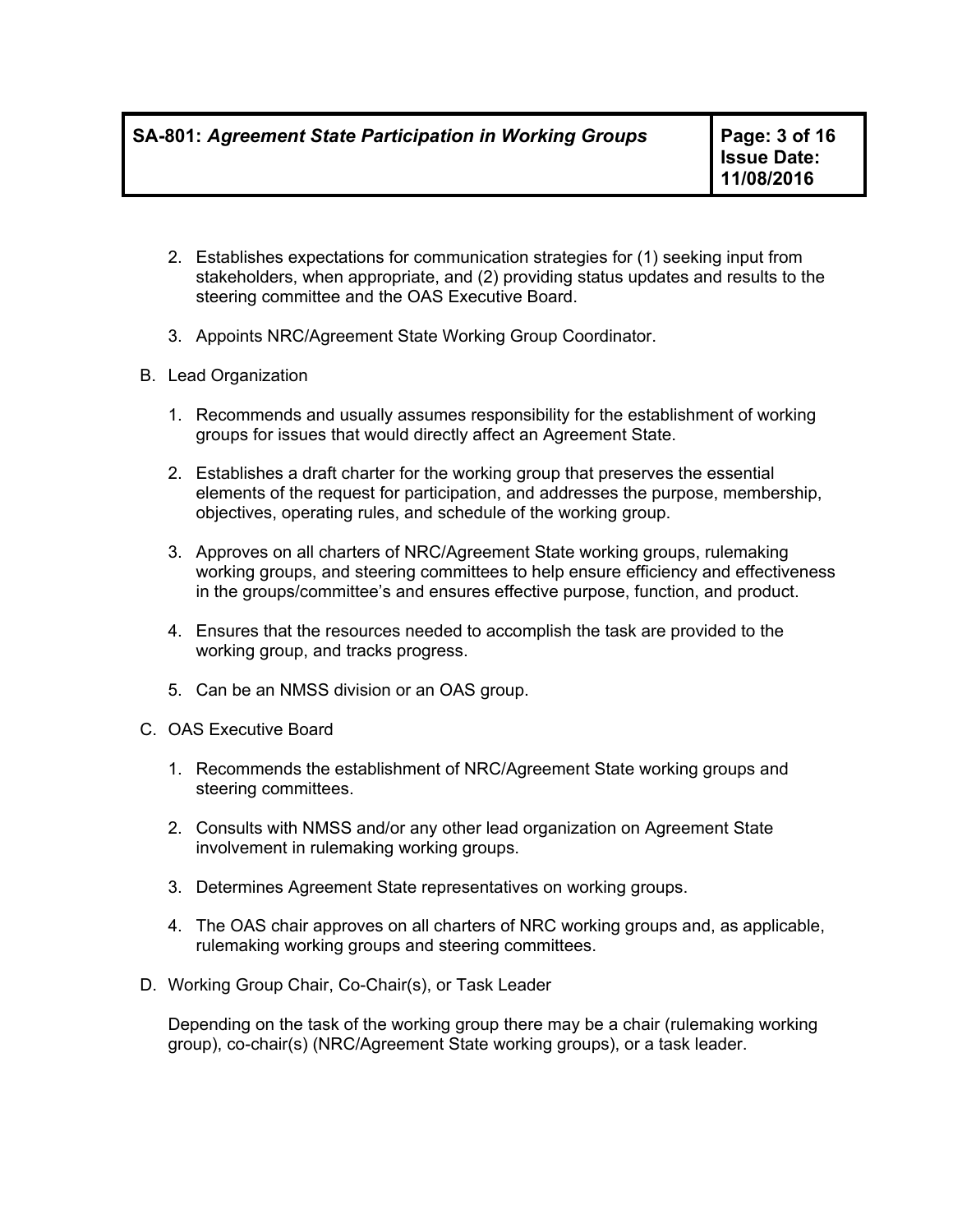2. Establishes expectations for communication strategies for (1) seeking input from stakeholders, when appropriate, and (2) providing status updates and results to the steering committee and the OAS Executive Board.

3. Appoints NRC/Agreement State Working Group Coordinator.

B. Lead Organization

1. Recommends and usually assumes responsibility for the establishment of working groups for issues that would directly affect an Agreement State.

2. Establishes a draft charter for the working group that preserves the essential elements of the request for participation, and addresses the purpose, membership, objectives, operating rules, and schedule of the working group.

3. Approves on all charters of NRC/Agreement State working groups, rulemaking working groups, and steering committees to help ensure efficiency and effectiveness in the groups/committee's and ensures effective purpose, function, and product.

4. Ensures that the resources needed to accomplish the task are provided to the working group, and tracks progress.

5. Can be an NMSS division or an OAS group.

C. OAS Executive Board

1. Recommends the establishment of NRC/Agreement State working groups and steering committees.

2. Consults with NMSS and/or any other lead organization on Agreement State involvement in rulemaking working groups.

3. Determines Agreement State representatives on working groups.

4. The OAS chair approves on all charters of NRC working groups and, as applicable, rulemaking working groups and steering committees.

D. Working Group Chair, Co-Chair(s), or Task Leader

Depending on the task of the working group there may be a chair (rulemaking working group), co-chair(s) (NRC/Agreement State working groups), or a task leader.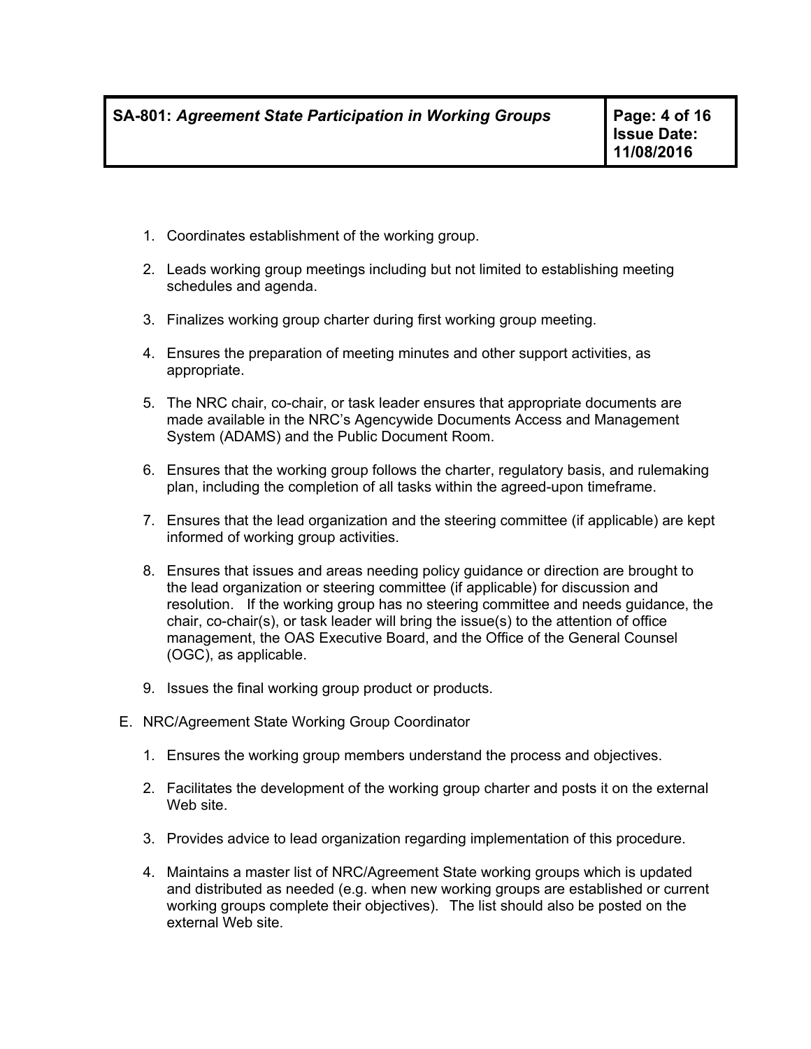1. Coordinates establishment of the working group.

2. Leads working group meetings including but not limited to establishing meeting schedules and agenda.

3. Finalizes working group charter during first working group meeting.

4. Ensures the preparation of meeting minutes and other support activities, as appropriate.

5. The NRC chair, co-chair, or task leader ensures that appropriate documents are made available in the NRC's Agencywide Documents Access and Management System (ADAMS) and the Public Document Room.

6. Ensures that the working group follows the charter, regulatory basis, and rulemaking plan, including the completion of all tasks within the agreed-upon timeframe.

7. Ensures that the lead organization and the steering committee (if applicable) are kept informed of working group activities.

8. Ensures that issues and areas needing policy guidance or direction are brought to the lead organization or steering committee (if applicable) for discussion and resolution. If the working group has no steering committee and needs guidance, the chair, co-chair(s), or task leader will bring the issue(s) to the attention of office management, the OAS Executive Board, and the Office of the General Counsel (OGC), as applicable.

9. Issues the final working group product or products.

E. NRC/Agreement State Working Group Coordinator

1. Ensures the working group members understand the process and objectives.

2. Facilitates the development of the working group charter and posts it on the external Web site.

3. Provides advice to lead organization regarding implementation of this procedure.

4. Maintains a master list of NRC/Agreement State working groups which is updated and distributed as needed (e.g. when new working groups are established or current working groups complete their objectives). The list should also be posted on the external Web site.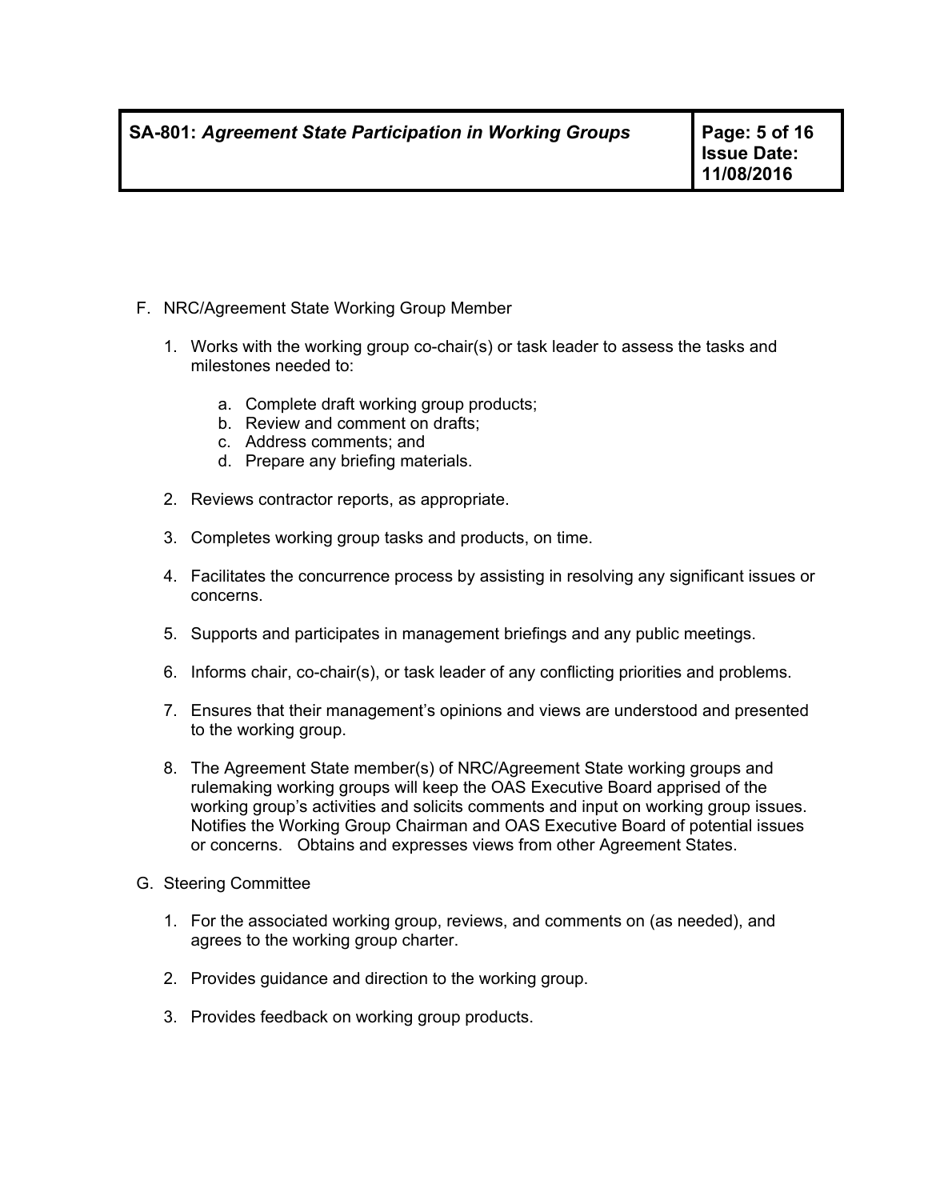F. NRC/Agreement State Working Group Member

   1. Works with the working group co-chair(s) or task leader to assess the tasks and milestones needed to:

      a. Complete draft working group products;
      b. Review and comment on drafts;
      c. Address comments; and
      d. Prepare any briefing materials.

   2. Reviews contractor reports, as appropriate.

   3. Completes working group tasks and products, on time.

   4. Facilitates the concurrence process by assisting in resolving any significant issues or concerns.

   5. Supports and participates in management briefings and any public meetings.

   6. Informs chair, co-chair(s), or task leader of any conflicting priorities and problems.

   7. Ensures that their management's opinions and views are understood and presented to the working group.

   8. The Agreement State member(s) of NRC/Agreement State working groups and rulemaking working groups will keep the OAS Executive Board apprised of the working group's activities and solicits comments and input on working group issues. Notifies the Working Group Chairman and OAS Executive Board of potential issues or concerns. Obtains and expresses views from other Agreement States.

G. Steering Committee

   1. For the associated working group, reviews, and comments on (as needed), and agrees to the working group charter.

   2. Provides guidance and direction to the working group.

   3. Provides feedback on working group products.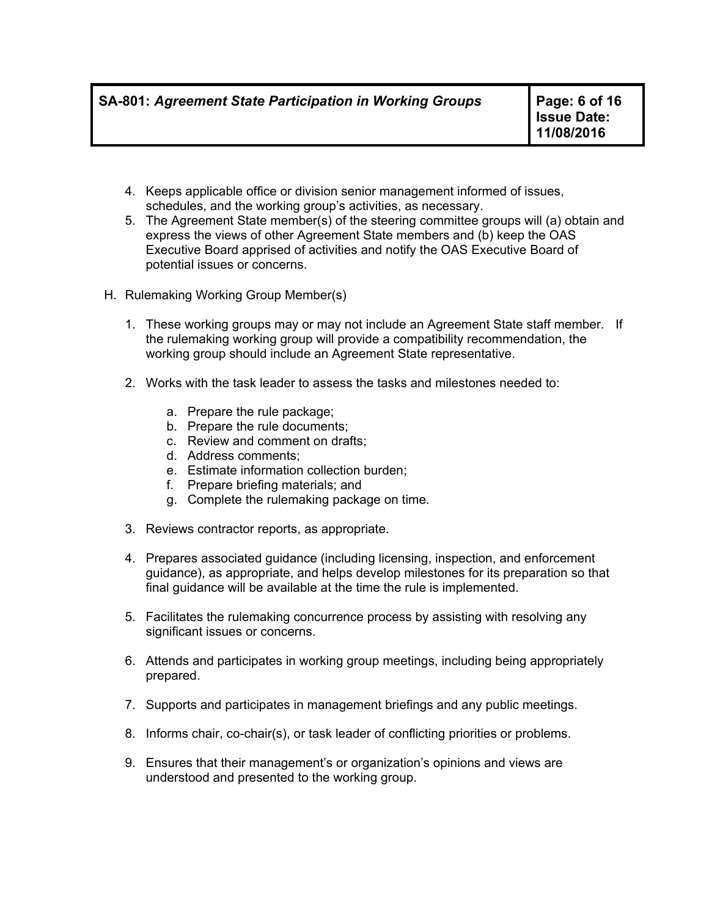4. Keeps applicable office or division senior management informed of issues, schedules, and the working group's activities, as necessary.
5. The Agreement State member(s) of the steering committee groups will (a) obtain and express the views of other Agreement State members and (b) keep the OAS Executive Board apprised of activities and notify the OAS Executive Board of potential issues or concerns.

H. Rulemaking Working Group Member(s)

1. These working groups may or may not include an Agreement State staff member. If the rulemaking working group will provide a compatibility recommendation, the working group should include an Agreement State representative.

2. Works with the task leader to assess the tasks and milestones needed to:

   a. Prepare the rule package;
   b. Prepare the rule documents;
   c. Review and comment on drafts;
   d. Address comments;
   e. Estimate information collection burden;
   f. Prepare briefing materials; and
   g. Complete the rulemaking package on time.

3. Reviews contractor reports, as appropriate.

4. Prepares associated guidance (including licensing, inspection, and enforcement guidance), as appropriate, and helps develop milestones for its preparation so that final guidance will be available at the time the rule is implemented.

5. Facilitates the rulemaking concurrence process by assisting with resolving any significant issues or concerns.

6. Attends and participates in working group meetings, including being appropriately prepared.

7. Supports and participates in management briefings and any public meetings.

8. Informs chair, co-chair(s), or task leader of conflicting priorities or problems.

9. Ensures that their management's or organization's opinions and views are understood and presented to the working group.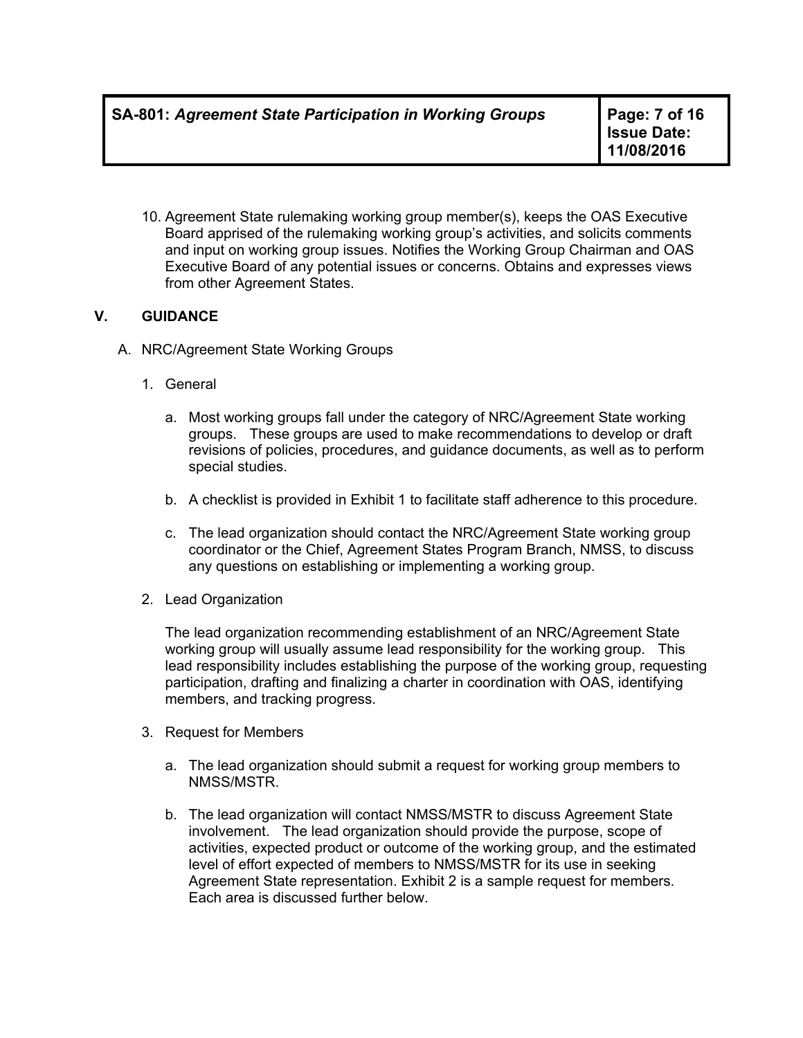10. Agreement State rulemaking working group member(s), keeps the OAS Executive Board apprised of the rulemaking working group's activities, and solicits comments and input on working group issues. Notifies the Working Group Chairman and OAS Executive Board of any potential issues or concerns. Obtains and expresses views from other Agreement States.

## V. GUIDANCE

A. NRC/Agreement State Working Groups

1. General

   a. Most working groups fall under the category of NRC/Agreement State working groups. These groups are used to make recommendations to develop or draft revisions of policies, procedures, and guidance documents, as well as to perform special studies.

   b. A checklist is provided in Exhibit 1 to facilitate staff adherence to this procedure.

   c. The lead organization should contact the NRC/Agreement State working group coordinator or the Chief, Agreement States Program Branch, NMSS, to discuss any questions on establishing or implementing a working group.

2. Lead Organization

   The lead organization recommending establishment of an NRC/Agreement State working group will usually assume lead responsibility for the working group. This lead responsibility includes establishing the purpose of the working group, requesting participation, drafting and finalizing a charter in coordination with OAS, identifying members, and tracking progress.

3. Request for Members

   a. The lead organization should submit a request for working group members to NMSS/MSTR.

   b. The lead organization will contact NMSS/MSTR to discuss Agreement State involvement. The lead organization should provide the purpose, scope of activities, expected product or outcome of the working group, and the estimated level of effort expected of members to NMSS/MSTR for its use in seeking Agreement State representation. Exhibit 2 is a sample request for members. Each area is discussed further below.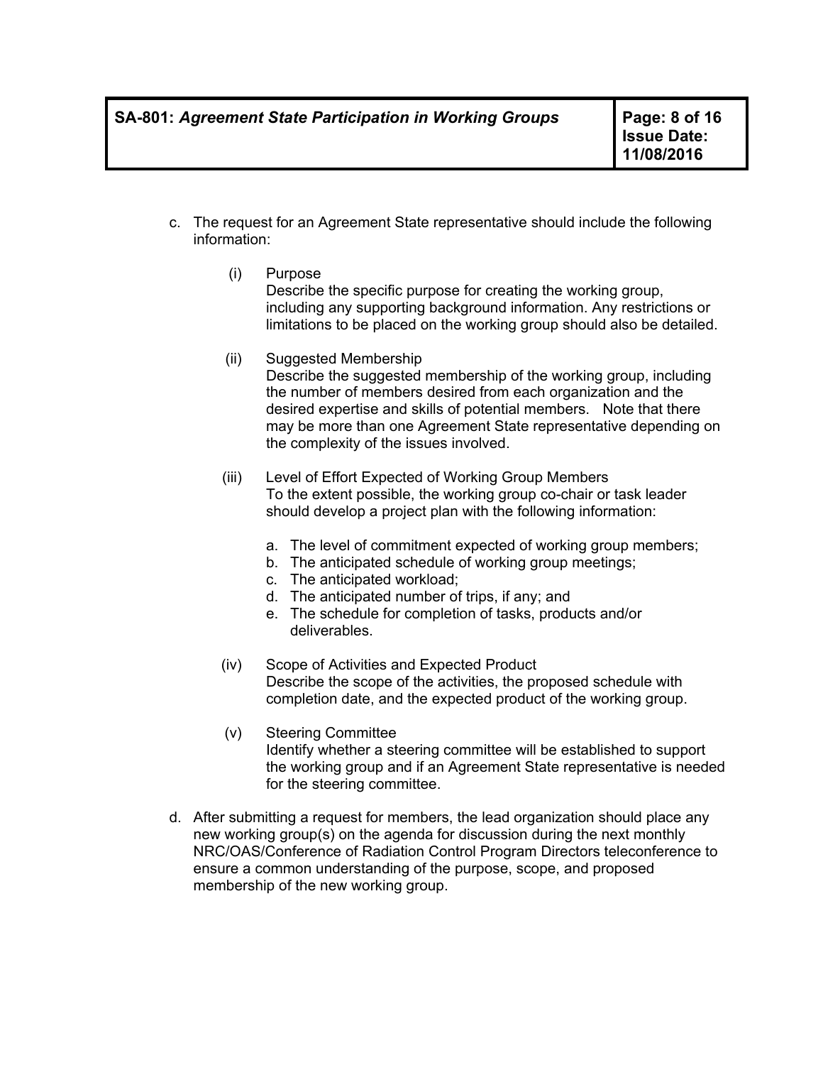c. The request for an Agreement State representative should include the following information:

   (i) Purpose
   Describe the specific purpose for creating the working group, including any supporting background information. Any restrictions or limitations to be placed on the working group should also be detailed.

   (ii) Suggested Membership
   Describe the suggested membership of the working group, including the number of members desired from each organization and the desired expertise and skills of potential members. Note that there may be more than one Agreement State representative depending on the complexity of the issues involved.

   (iii) Level of Effort Expected of Working Group Members
   To the extent possible, the working group co-chair or task leader should develop a project plan with the following information:

      a. The level of commitment expected of working group members;
      b. The anticipated schedule of working group meetings;
      c. The anticipated workload;
      d. The anticipated number of trips, if any; and
      e. The schedule for completion of tasks, products and/or deliverables.

   (iv) Scope of Activities and Expected Product
   Describe the scope of the activities, the proposed schedule with completion date, and the expected product of the working group.

   (v) Steering Committee
   Identify whether a steering committee will be established to support the working group and if an Agreement State representative is needed for the steering committee.

d. After submitting a request for members, the lead organization should place any new working group(s) on the agenda for discussion during the next monthly NRC/OAS/Conference of Radiation Control Program Directors teleconference to ensure a common understanding of the purpose, scope, and proposed membership of the new working group.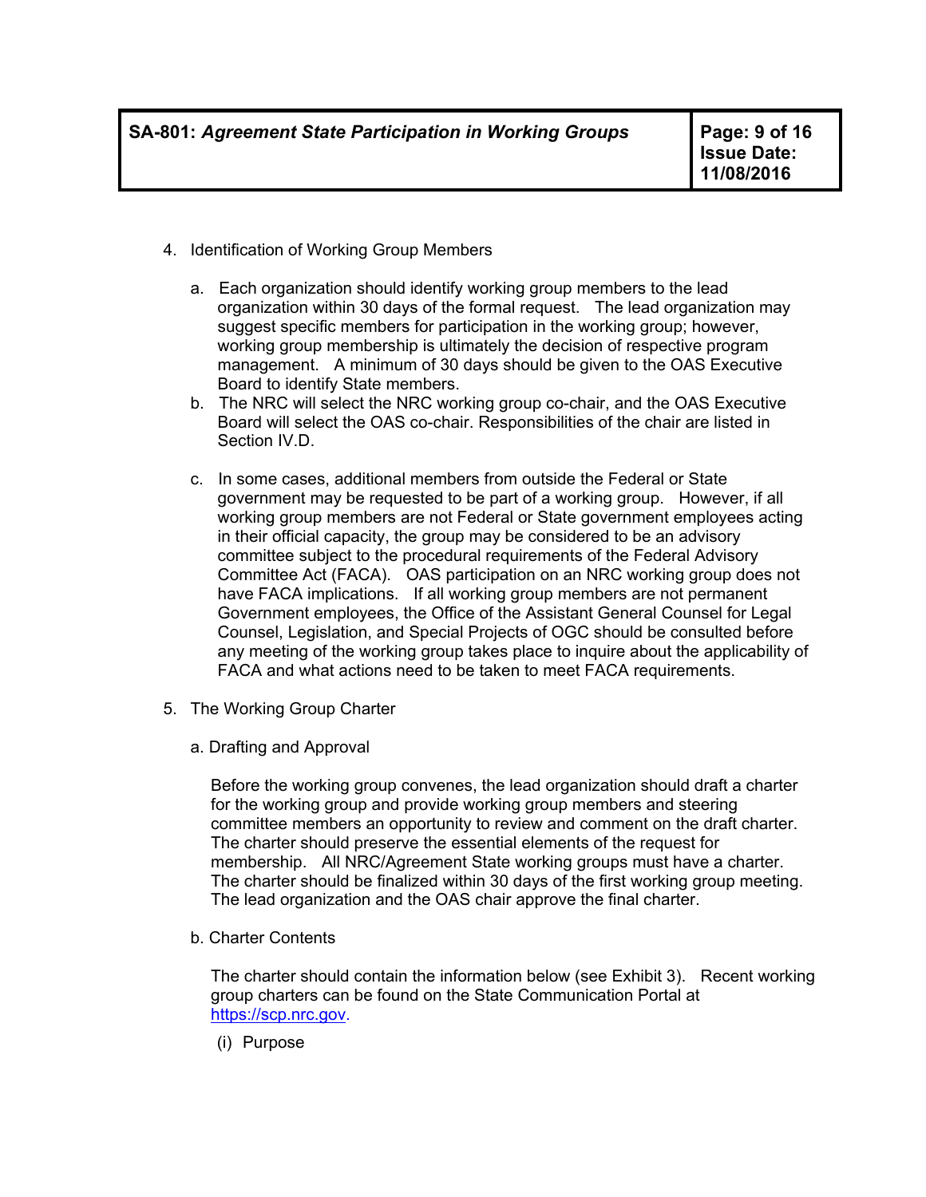4. Identification of Working Group Members

   a. Each organization should identify working group members to the lead organization within 30 days of the formal request. The lead organization may suggest specific members for participation in the working group; however, working group membership is ultimately the decision of respective program management. A minimum of 30 days should be given to the OAS Executive Board to identify State members.

   b. The NRC will select the NRC working group co-chair, and the OAS Executive Board will select the OAS co-chair. Responsibilities of the chair are listed in Section IV.D.

   c. In some cases, additional members from outside the Federal or State government may be requested to be part of a working group. However, if all working group members are not Federal or State government employees acting in their official capacity, the group may be considered to be an advisory committee subject to the procedural requirements of the Federal Advisory Committee Act (FACA). OAS participation on an NRC working group does not have FACA implications. If all working group members are not permanent Government employees, the Office of the Assistant General Counsel for Legal Counsel, Legislation, and Special Projects of OGC should be consulted before any meeting of the working group takes place to inquire about the applicability of FACA and what actions need to be taken to meet FACA requirements.

5. The Working Group Charter

   a. Drafting and Approval

      Before the working group convenes, the lead organization should draft a charter for the working group and provide working group members and steering committee members an opportunity to review and comment on the draft charter. The charter should preserve the essential elements of the request for membership. All NRC/Agreement State working groups must have a charter. The charter should be finalized within 30 days of the first working group meeting. The lead organization and the OAS chair approve the final charter.

   b. Charter Contents

      The charter should contain the information below (see Exhibit 3). Recent working group charters can be found on the State Communication Portal at https://scp.nrc.gov.

      (i) Purpose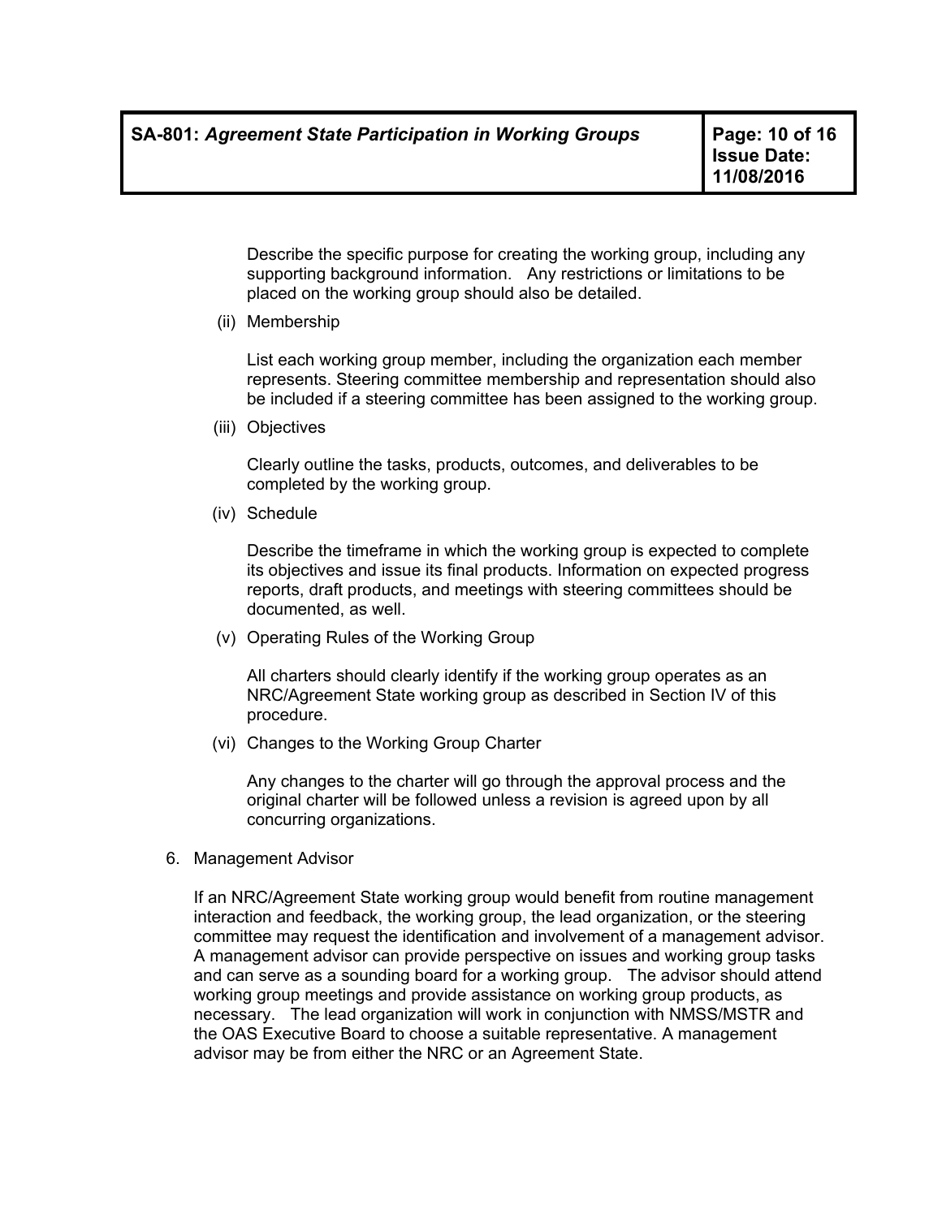Describe the specific purpose for creating the working group, including any supporting background information. Any restrictions or limitations to be placed on the working group should also be detailed.

(ii) Membership

List each working group member, including the organization each member represents. Steering committee membership and representation should also be included if a steering committee has been assigned to the working group.

(iii) Objectives

Clearly outline the tasks, products, outcomes, and deliverables to be completed by the working group.

(iv) Schedule

Describe the timeframe in which the working group is expected to complete its objectives and issue its final products. Information on expected progress reports, draft products, and meetings with steering committees should be documented, as well.

(v) Operating Rules of the Working Group

All charters should clearly identify if the working group operates as an NRC/Agreement State working group as described in Section IV of this procedure.

(vi) Changes to the Working Group Charter

Any changes to the charter will go through the approval process and the original charter will be followed unless a revision is agreed upon by all concurring organizations.

6. Management Advisor

If an NRC/Agreement State working group would benefit from routine management interaction and feedback, the working group, the lead organization, or the steering committee may request the identification and involvement of a management advisor. A management advisor can provide perspective on issues and working group tasks and can serve as a sounding board for a working group. The advisor should attend working group meetings and provide assistance on working group products, as necessary. The lead organization will work in conjunction with NMSS/MSTR and the OAS Executive Board to choose a suitable representative. A management advisor may be from either the NRC or an Agreement State.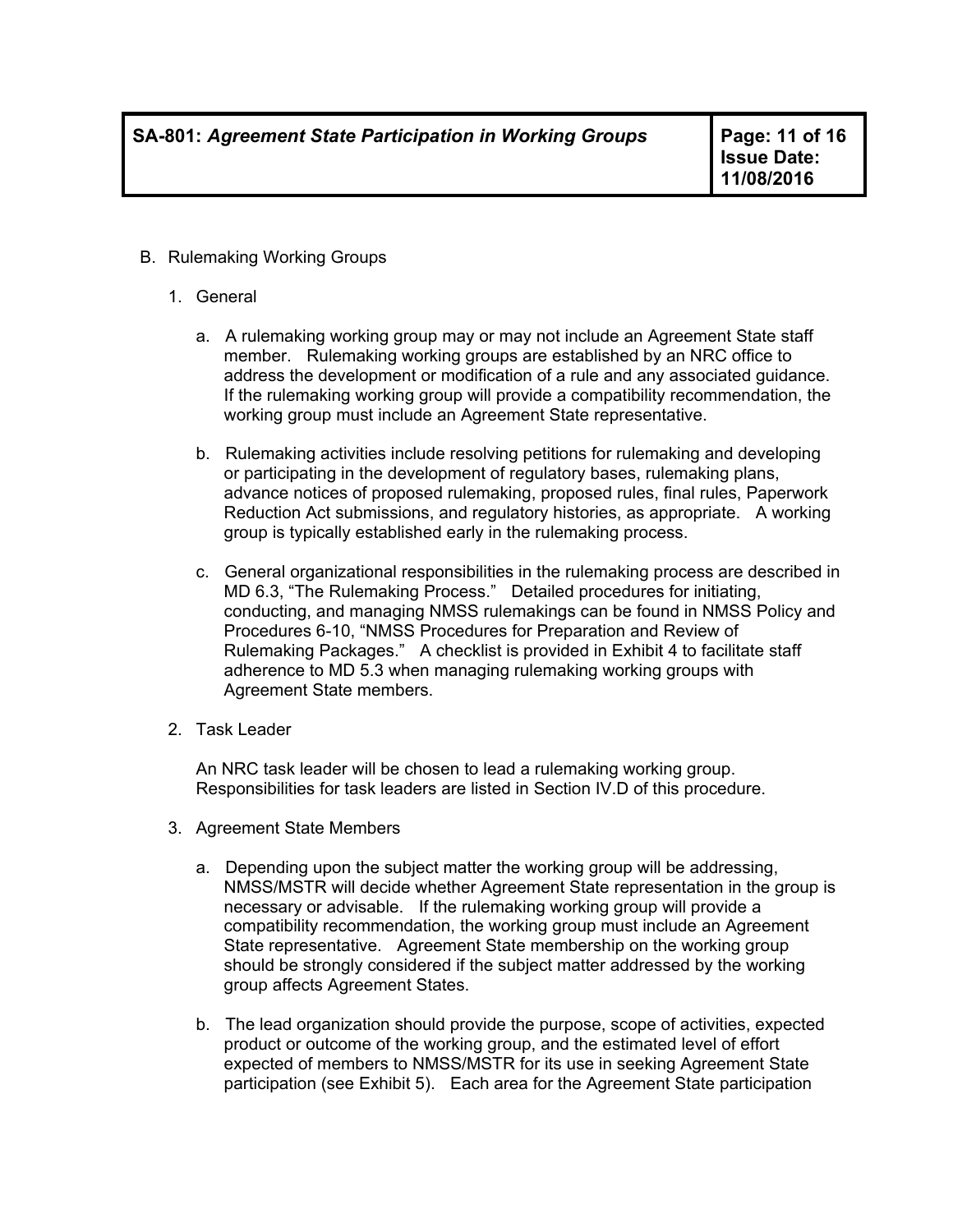B. Rulemaking Working Groups

1. General

   a. A rulemaking working group may or may not include an Agreement State staff member. Rulemaking working groups are established by an NRC office to address the development or modification of a rule and any associated guidance. If the rulemaking working group will provide a compatibility recommendation, the working group must include an Agreement State representative.

   b. Rulemaking activities include resolving petitions for rulemaking and developing or participating in the development of regulatory bases, rulemaking plans, advance notices of proposed rulemaking, proposed rules, final rules, Paperwork Reduction Act submissions, and regulatory histories, as appropriate. A working group is typically established early in the rulemaking process.

   c. General organizational responsibilities in the rulemaking process are described in MD 6.3, "The Rulemaking Process." Detailed procedures for initiating, conducting, and managing NMSS rulemakings can be found in NMSS Policy and Procedures 6-10, "NMSS Procedures for Preparation and Review of Rulemaking Packages." A checklist is provided in Exhibit 4 to facilitate staff adherence to MD 5.3 when managing rulemaking working groups with Agreement State members.

2. Task Leader

   An NRC task leader will be chosen to lead a rulemaking working group. Responsibilities for task leaders are listed in Section IV.D of this procedure.

3. Agreement State Members

   a. Depending upon the subject matter the working group will be addressing, NMSS/MSTR will decide whether Agreement State representation in the group is necessary or advisable. If the rulemaking working group will provide a compatibility recommendation, the working group must include an Agreement State representative. Agreement State membership on the working group should be strongly considered if the subject matter addressed by the working group affects Agreement States.

   b. The lead organization should provide the purpose, scope of activities, expected product or outcome of the working group, and the estimated level of effort expected of members to NMSS/MSTR for its use in seeking Agreement State participation (see Exhibit 5). Each area for the Agreement State participation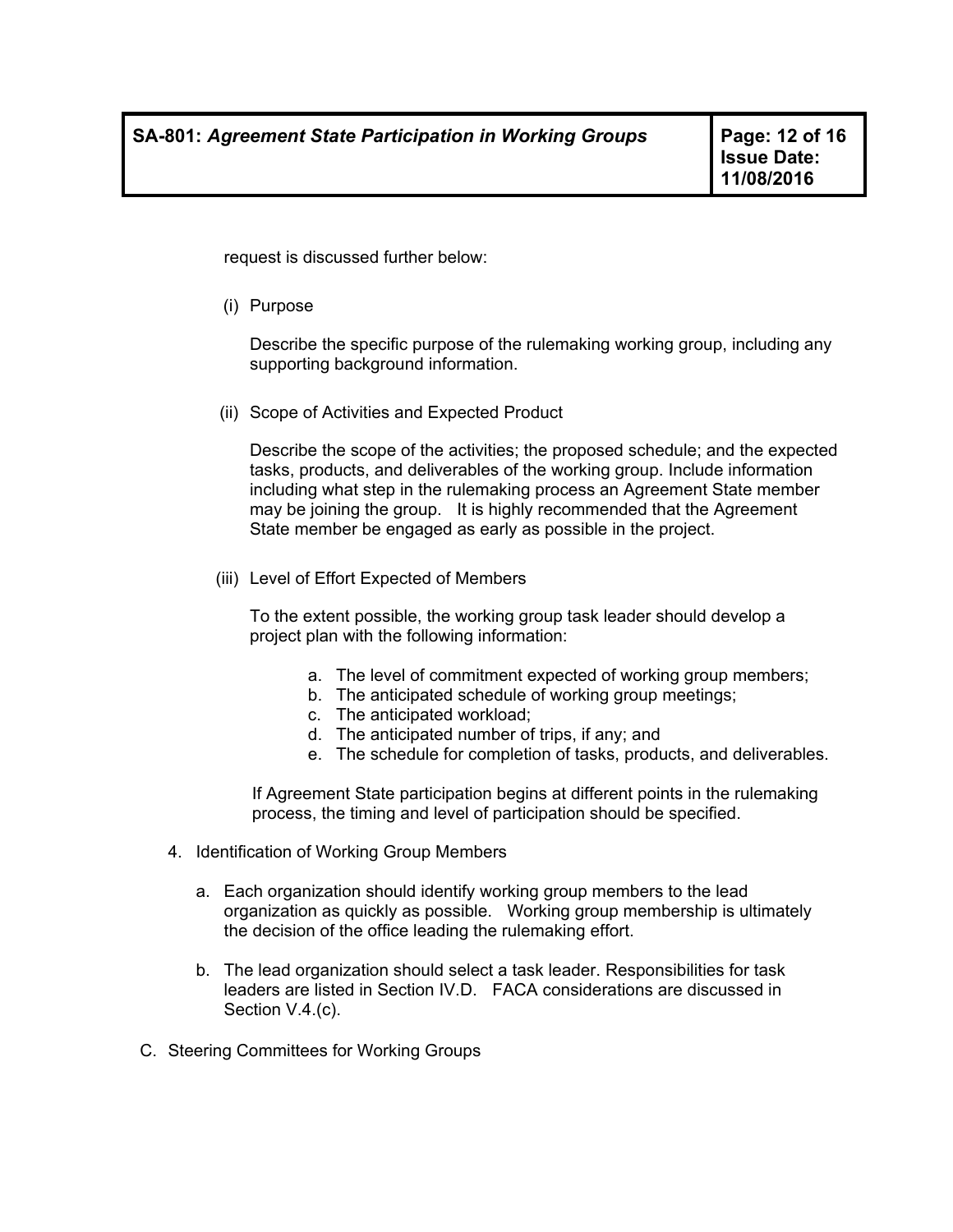request is discussed further below:

(i) Purpose

Describe the specific purpose of the rulemaking working group, including any supporting background information.

(ii) Scope of Activities and Expected Product

Describe the scope of the activities; the proposed schedule; and the expected tasks, products, and deliverables of the working group. Include information including what step in the rulemaking process an Agreement State member may be joining the group. It is highly recommended that the Agreement State member be engaged as early as possible in the project.

(iii) Level of Effort Expected of Members

To the extent possible, the working group task leader should develop a project plan with the following information:

a. The level of commitment expected of working group members;
b. The anticipated schedule of working group meetings;
c. The anticipated workload;
d. The anticipated number of trips, if any; and
e. The schedule for completion of tasks, products, and deliverables.

If Agreement State participation begins at different points in the rulemaking process, the timing and level of participation should be specified.

4. Identification of Working Group Members

   a. Each organization should identify working group members to the lead organization as quickly as possible. Working group membership is ultimately the decision of the office leading the rulemaking effort.

   b. The lead organization should select a task leader. Responsibilities for task leaders are listed in Section IV.D. FACA considerations are discussed in Section V.4.(c).

C. Steering Committees for Working Groups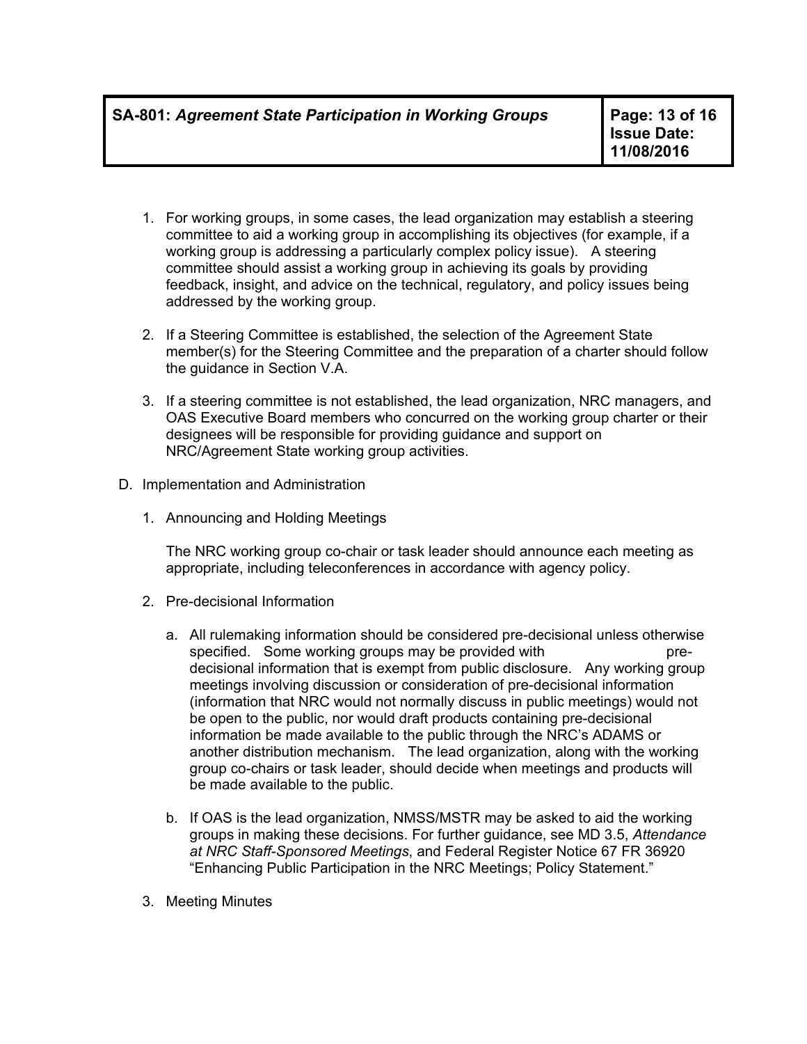1. For working groups, in some cases, the lead organization may establish a steering committee to aid a working group in accomplishing its objectives (for example, if a working group is addressing a particularly complex policy issue). A steering committee should assist a working group in achieving its goals by providing feedback, insight, and advice on the technical, regulatory, and policy issues being addressed by the working group.

2. If a Steering Committee is established, the selection of the Agreement State member(s) for the Steering Committee and the preparation of a charter should follow the guidance in Section V.A.

3. If a steering committee is not established, the lead organization, NRC managers, and OAS Executive Board members who concurred on the working group charter or their designees will be responsible for providing guidance and support on NRC/Agreement State working group activities.

D. Implementation and Administration

1. Announcing and Holding Meetings

   The NRC working group co-chair or task leader should announce each meeting as appropriate, including teleconferences in accordance with agency policy.

2. Pre-decisional Information

   a. All rulemaking information should be considered pre-decisional unless otherwise specified. Some working groups may be provided with pre-decisional information that is exempt from public disclosure. Any working group meetings involving discussion or consideration of pre-decisional information (information that NRC would not normally discuss in public meetings) would not be open to the public, nor would draft products containing pre-decisional information be made available to the public through the NRC's ADAMS or another distribution mechanism. The lead organization, along with the working group co-chairs or task leader, should decide when meetings and products will be made available to the public.

   b. If OAS is the lead organization, NMSS/MSTR may be asked to aid the working groups in making these decisions. For further guidance, see MD 3.5, *Attendance at NRC Staff-Sponsored Meetings*, and Federal Register Notice 67 FR 36920 "Enhancing Public Participation in the NRC Meetings; Policy Statement."

3. Meeting Minutes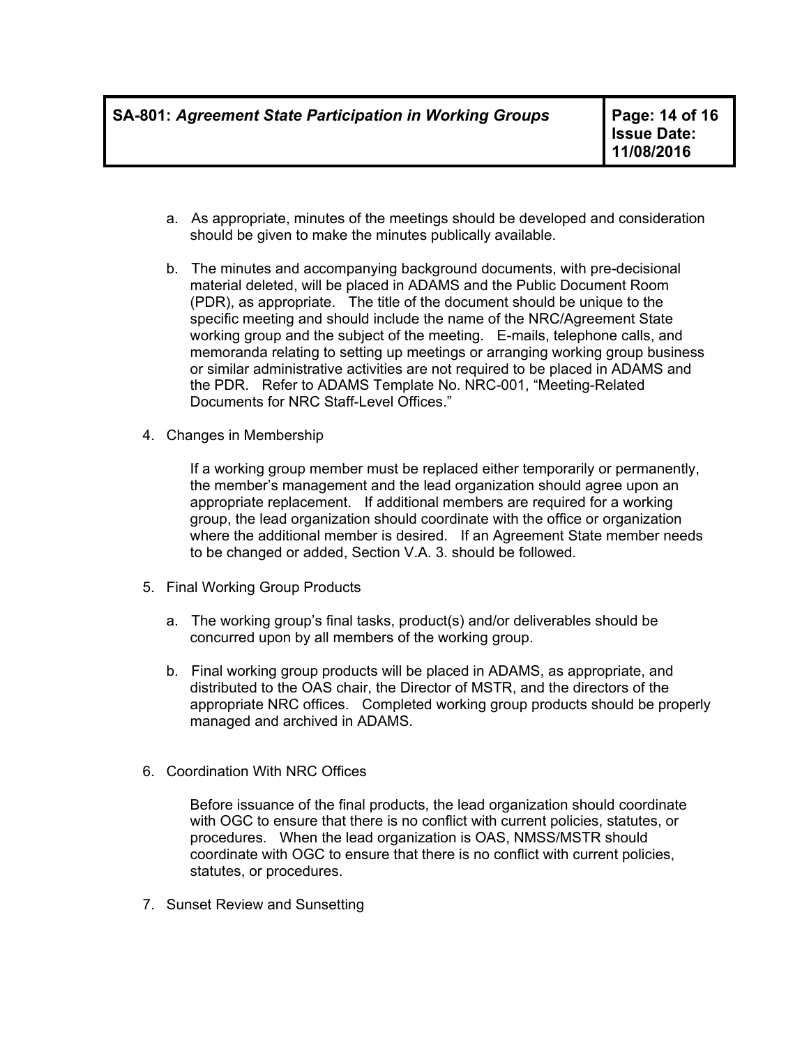a. As appropriate, minutes of the meetings should be developed and consideration should be given to make the minutes publically available.

b. The minutes and accompanying background documents, with pre-decisional material deleted, will be placed in ADAMS and the Public Document Room (PDR), as appropriate. The title of the document should be unique to the specific meeting and should include the name of the NRC/Agreement State working group and the subject of the meeting. E-mails, telephone calls, and memoranda relating to setting up meetings or arranging working group business or similar administrative activities are not required to be placed in ADAMS and the PDR. Refer to ADAMS Template No. NRC-001, "Meeting-Related Documents for NRC Staff-Level Offices."

4. Changes in Membership

   If a working group member must be replaced either temporarily or permanently, the member's management and the lead organization should agree upon an appropriate replacement. If additional members are required for a working group, the lead organization should coordinate with the office or organization where the additional member is desired. If an Agreement State member needs to be changed or added, Section V.A. 3. should be followed.

5. Final Working Group Products

   a. The working group's final tasks, product(s) and/or deliverables should be concurred upon by all members of the working group.

   b. Final working group products will be placed in ADAMS, as appropriate, and distributed to the OAS chair, the Director of MSTR, and the directors of the appropriate NRC offices. Completed working group products should be properly managed and archived in ADAMS.

6. Coordination With NRC Offices

   Before issuance of the final products, the lead organization should coordinate with OGC to ensure that there is no conflict with current policies, statutes, or procedures. When the lead organization is OAS, NMSS/MSTR should coordinate with OGC to ensure that there is no conflict with current policies, statutes, or procedures.

7. Sunset Review and Sunsetting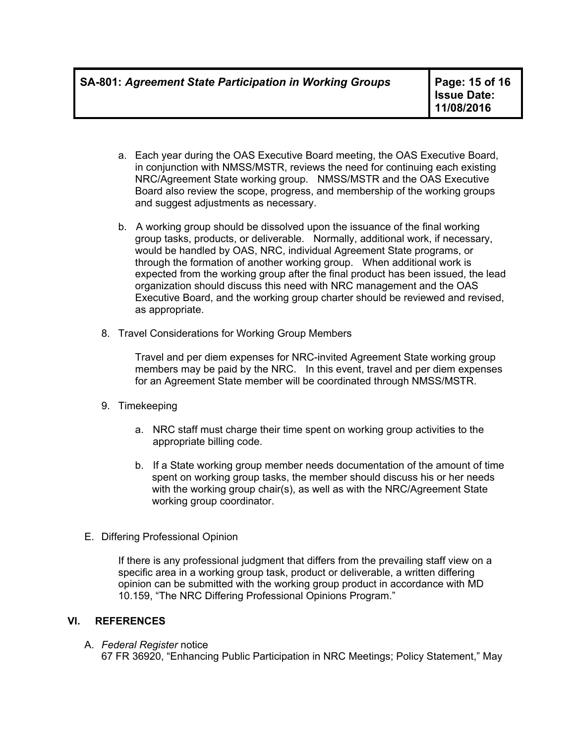a. Each year during the OAS Executive Board meeting, the OAS Executive Board, in conjunction with NMSS/MSTR, reviews the need for continuing each existing NRC/Agreement State working group. NMSS/MSTR and the OAS Executive Board also review the scope, progress, and membership of the working groups and suggest adjustments as necessary.

b. A working group should be dissolved upon the issuance of the final working group tasks, products, or deliverable. Normally, additional work, if necessary, would be handled by OAS, NRC, individual Agreement State programs, or through the formation of another working group. When additional work is expected from the working group after the final product has been issued, the lead organization should discuss this need with NRC management and the OAS Executive Board, and the working group charter should be reviewed and revised, as appropriate.

8. Travel Considerations for Working Group Members

   Travel and per diem expenses for NRC-invited Agreement State working group members may be paid by the NRC. In this event, travel and per diem expenses for an Agreement State member will be coordinated through NMSS/MSTR.

9. Timekeeping

   a. NRC staff must charge their time spent on working group activities to the appropriate billing code.

   b. If a State working group member needs documentation of the amount of time spent on working group tasks, the member should discuss his or her needs with the working group chair(s), as well as with the NRC/Agreement State working group coordinator.

E. Differing Professional Opinion

   If there is any professional judgment that differs from the prevailing staff view on a specific area in a working group task, product or deliverable, a written differing opinion can be submitted with the working group product in accordance with MD 10.159, "The NRC Differing Professional Opinions Program."

## VI. REFERENCES

A. *Federal Register* notice
   67 FR 36920, "Enhancing Public Participation in NRC Meetings; Policy Statement," May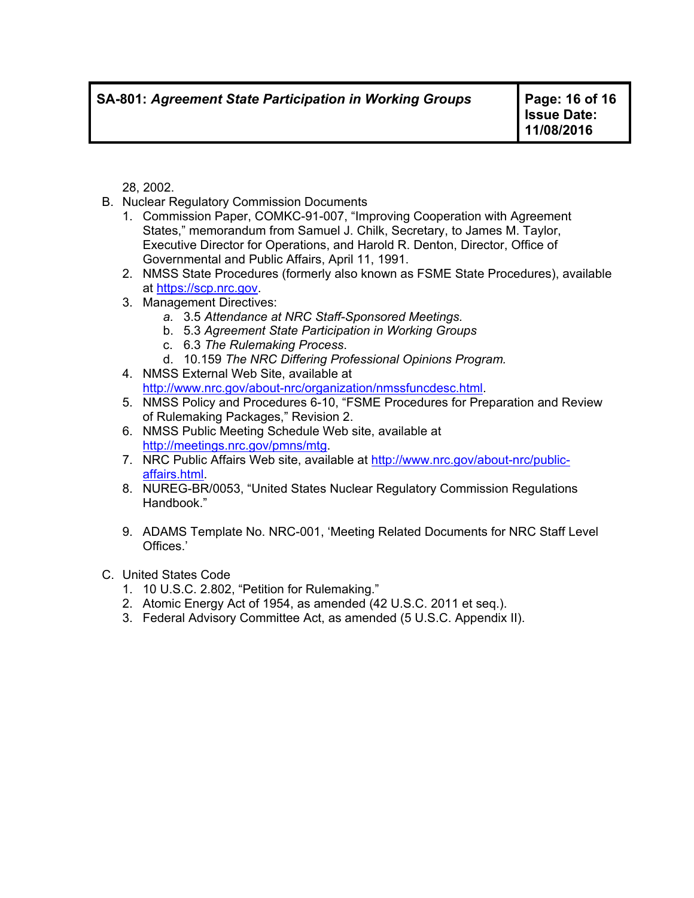28, 2002.

B. Nuclear Regulatory Commission Documents
   1. Commission Paper, COMKC-91-007, "Improving Cooperation with Agreement States," memorandum from Samuel J. Chilk, Secretary, to James M. Taylor, Executive Director for Operations, and Harold R. Denton, Director, Office of Governmental and Public Affairs, April 11, 1991.
   2. NMSS State Procedures (formerly also known as FSME State Procedures), available at https://scp.nrc.gov.
   3. Management Directives:
      a. 3.5 *Attendance at NRC Staff-Sponsored Meetings.*
      b. 5.3 *Agreement State Participation in Working Groups*
      c. 6.3 *The Rulemaking Process*.
      d. 10.159 *The NRC Differing Professional Opinions Program.*
   4. NMSS External Web Site, available at http://www.nrc.gov/about-nrc/organization/nmssfuncdesc.html.
   5. NMSS Policy and Procedures 6-10, "FSME Procedures for Preparation and Review of Rulemaking Packages," Revision 2.
   6. NMSS Public Meeting Schedule Web site, available at http://meetings.nrc.gov/pmns/mtg.
   7. NRC Public Affairs Web site, available at http://www.nrc.gov/about-nrc/public-affairs.html.
   8. NUREG-BR/0053, "United States Nuclear Regulatory Commission Regulations Handbook."

   9. ADAMS Template No. NRC-001, 'Meeting Related Documents for NRC Staff Level Offices.'

C. United States Code
   1. 10 U.S.C. 2.802, "Petition for Rulemaking."
   2. Atomic Energy Act of 1954, as amended (42 U.S.C. 2011 et seq.).
   3. Federal Advisory Committee Act, as amended (5 U.S.C. Appendix II).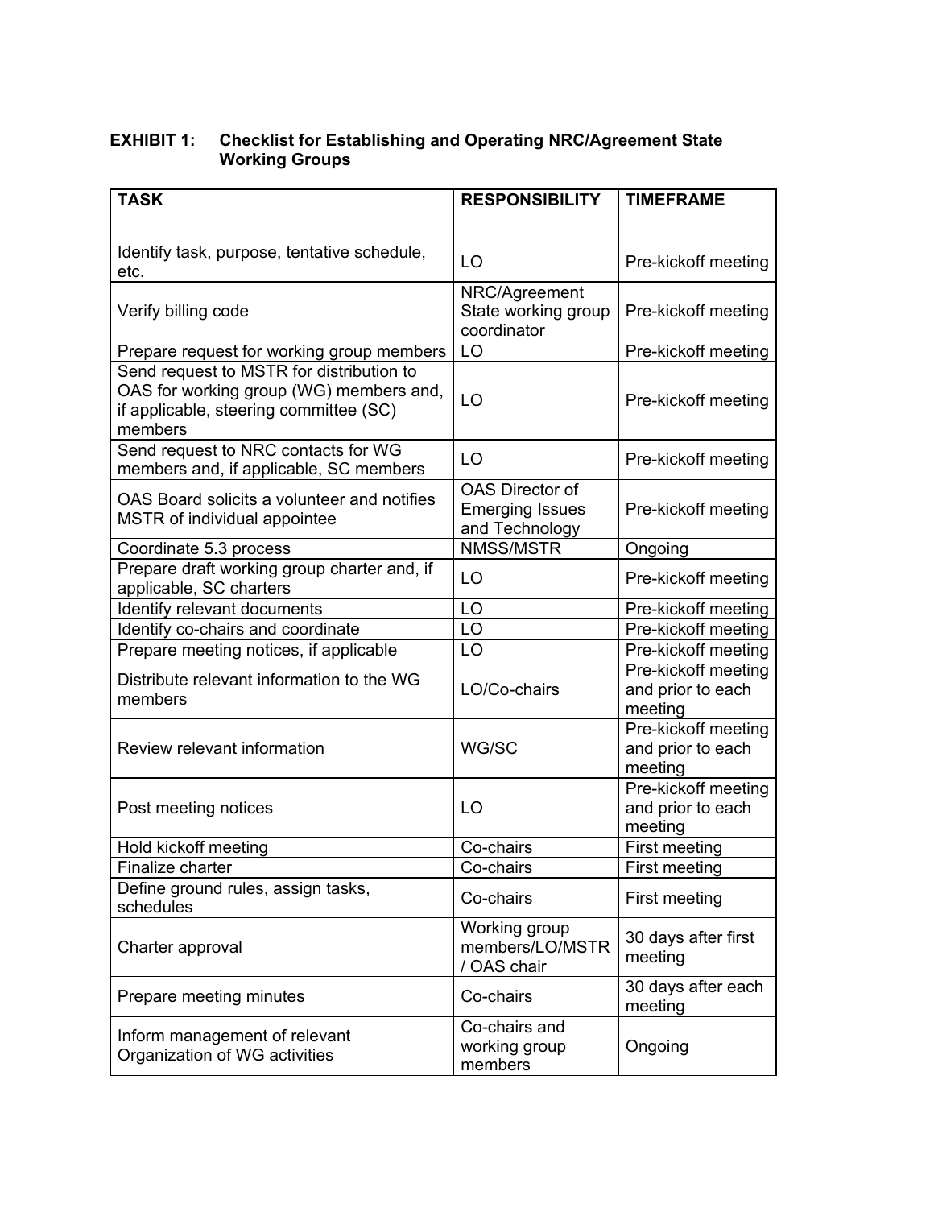**EXHIBIT 1: Checklist for Establishing and Operating NRC/Agreement State Working Groups**

| TASK | RESPONSIBILITY | TIMEFRAME |
|---|---|---|
| Identify task, purpose, tentative schedule, etc. | LO | Pre-kickoff meeting |
| Verify billing code | NRC/Agreement State working group coordinator | Pre-kickoff meeting |
| Prepare request for working group members | LO | Pre-kickoff meeting |
| Send request to MSTR for distribution to OAS for working group (WG) members and, if applicable, steering committee (SC) members | LO | Pre-kickoff meeting |
| Send request to NRC contacts for WG members and, if applicable, SC members | LO | Pre-kickoff meeting |
| OAS Board solicits a volunteer and notifies MSTR of individual appointee | OAS Director of Emerging Issues and Technology | Pre-kickoff meeting |
| Coordinate 5.3 process | NMSS/MSTR | Ongoing |
| Prepare draft working group charter and, if applicable, SC charters | LO | Pre-kickoff meeting |
| Identify relevant documents | LO | Pre-kickoff meeting |
| Identify co-chairs and coordinate | LO | Pre-kickoff meeting |
| Prepare meeting notices, if applicable | LO | Pre-kickoff meeting |
| Distribute relevant information to the WG members | LO/Co-chairs | Pre-kickoff meeting and prior to each meeting |
| Review relevant information | WG/SC | Pre-kickoff meeting and prior to each meeting |
| Post meeting notices | LO | Pre-kickoff meeting and prior to each meeting |
| Hold kickoff meeting | Co-chairs | First meeting |
| Finalize charter | Co-chairs | First meeting |
| Define ground rules, assign tasks, schedules | Co-chairs | First meeting |
| Charter approval | Working group members/LO/MSTR / OAS chair | 30 days after first meeting |
| Prepare meeting minutes | Co-chairs | 30 days after each meeting |
| Inform management of relevant Organization of WG activities | Co-chairs and working group members | Ongoing |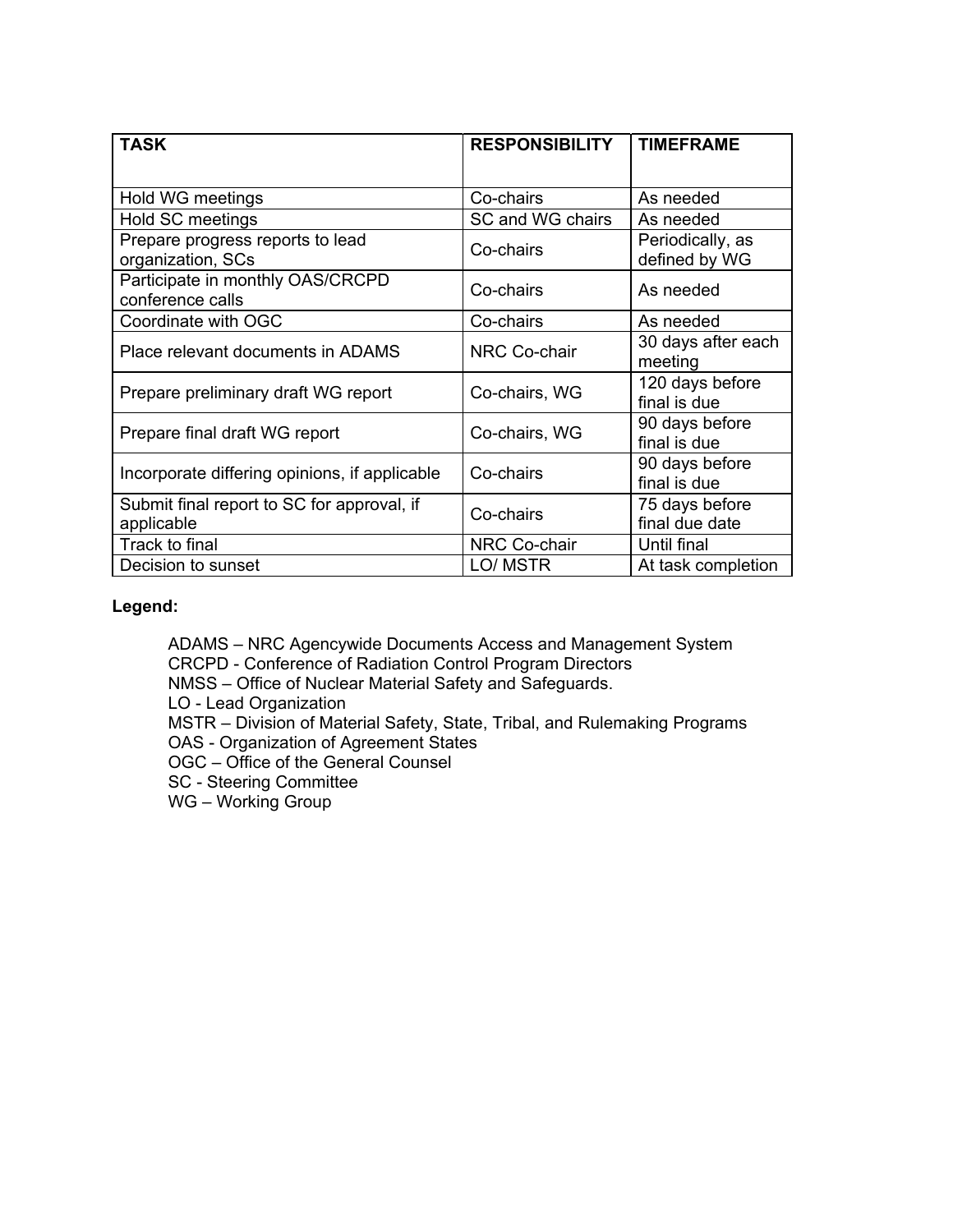| TASK | RESPONSIBILITY | TIMEFRAME |
|---|---|---|
| Hold WG meetings | Co-chairs | As needed |
| Hold SC meetings | SC and WG chairs | As needed |
| Prepare progress reports to lead organization, SCs | Co-chairs | Periodically, as defined by WG |
| Participate in monthly OAS/CRCPD conference calls | Co-chairs | As needed |
| Coordinate with OGC | Co-chairs | As needed |
| Place relevant documents in ADAMS | NRC Co-chair | 30 days after each meeting |
| Prepare preliminary draft WG report | Co-chairs, WG | 120 days before final is due |
| Prepare final draft WG report | Co-chairs, WG | 90 days before final is due |
| Incorporate differing opinions, if applicable | Co-chairs | 90 days before final is due |
| Submit final report to SC for approval, if applicable | Co-chairs | 75 days before final due date |
| Track to final | NRC Co-chair | Until final |
| Decision to sunset | LO/ MSTR | At task completion |

**Legend:**

ADAMS – NRC Agencywide Documents Access and Management System
CRCPD - Conference of Radiation Control Program Directors
NMSS – Office of Nuclear Material Safety and Safeguards.
LO - Lead Organization
MSTR – Division of Material Safety, State, Tribal, and Rulemaking Programs
OAS - Organization of Agreement States
OGC – Office of the General Counsel
SC - Steering Committee
WG – Working Group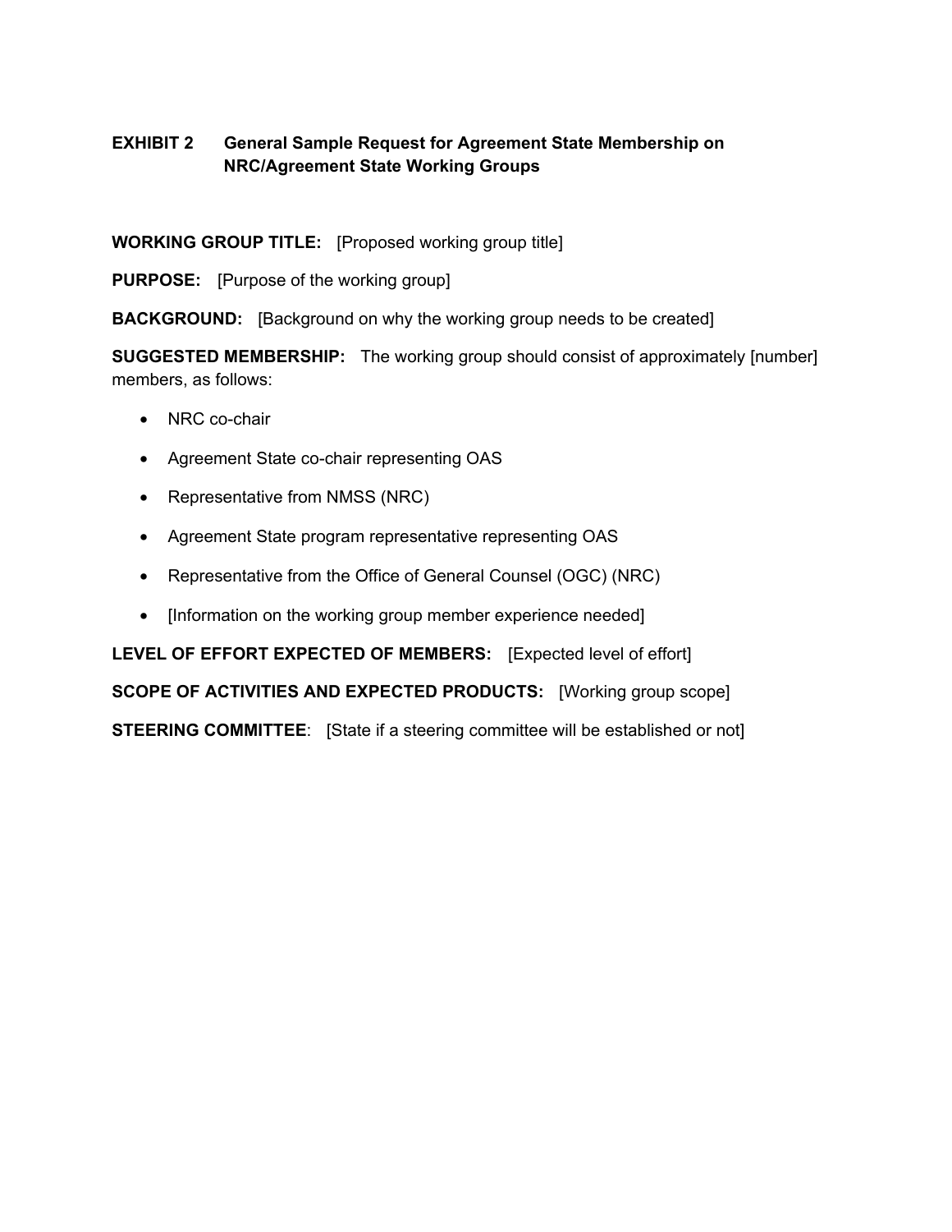## EXHIBIT 2 General Sample Request for Agreement State Membership on NRC/Agreement State Working Groups

**WORKING GROUP TITLE:** [Proposed working group title]

**PURPOSE:** [Purpose of the working group]

**BACKGROUND:** [Background on why the working group needs to be created]

**SUGGESTED MEMBERSHIP:** The working group should consist of approximately [number] members, as follows:

- NRC co-chair
- Agreement State co-chair representing OAS
- Representative from NMSS (NRC)
- Agreement State program representative representing OAS
- Representative from the Office of General Counsel (OGC) (NRC)
- [Information on the working group member experience needed]

**LEVEL OF EFFORT EXPECTED OF MEMBERS:** [Expected level of effort]

**SCOPE OF ACTIVITIES AND EXPECTED PRODUCTS:** [Working group scope]

**STEERING COMMITTEE**: [State if a steering committee will be established or not]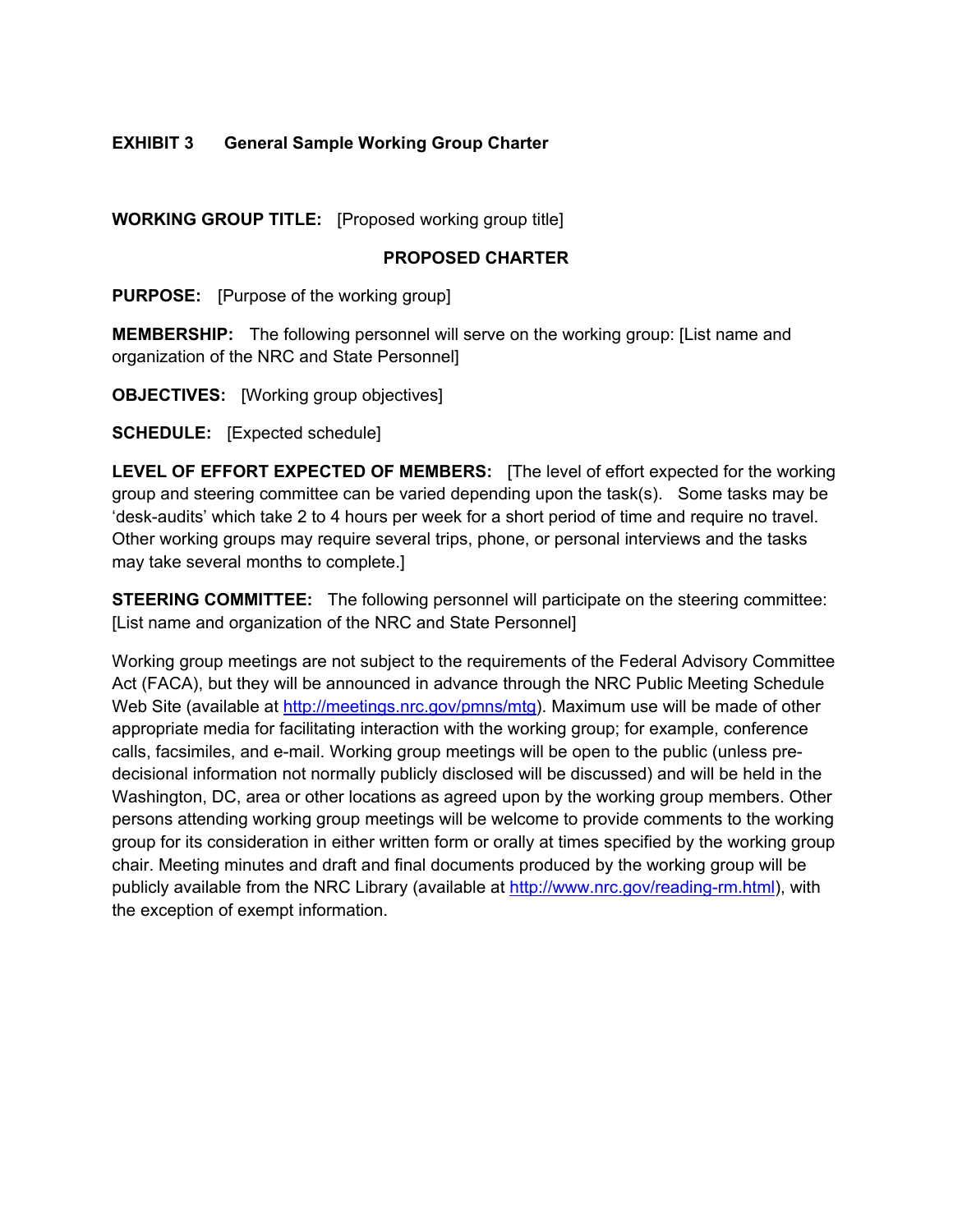## EXHIBIT 3 General Sample Working Group Charter

**WORKING GROUP TITLE:** [Proposed working group title]

**PROPOSED CHARTER**

**PURPOSE:** [Purpose of the working group]

**MEMBERSHIP:** The following personnel will serve on the working group: [List name and organization of the NRC and State Personnel]

**OBJECTIVES:** [Working group objectives]

**SCHEDULE:** [Expected schedule]

**LEVEL OF EFFORT EXPECTED OF MEMBERS:** [The level of effort expected for the working group and steering committee can be varied depending upon the task(s). Some tasks may be 'desk-audits' which take 2 to 4 hours per week for a short period of time and require no travel. Other working groups may require several trips, phone, or personal interviews and the tasks may take several months to complete.]

**STEERING COMMITTEE:** The following personnel will participate on the steering committee: [List name and organization of the NRC and State Personnel]

Working group meetings are not subject to the requirements of the Federal Advisory Committee Act (FACA), but they will be announced in advance through the NRC Public Meeting Schedule Web Site (available at http://meetings.nrc.gov/pmns/mtg). Maximum use will be made of other appropriate media for facilitating interaction with the working group; for example, conference calls, facsimiles, and e-mail. Working group meetings will be open to the public (unless pre-decisional information not normally publicly disclosed will be discussed) and will be held in the Washington, DC, area or other locations as agreed upon by the working group members. Other persons attending working group meetings will be welcome to provide comments to the working group for its consideration in either written form or orally at times specified by the working group chair. Meeting minutes and draft and final documents produced by the working group will be publicly available from the NRC Library (available at http://www.nrc.gov/reading-rm.html), with the exception of exempt information.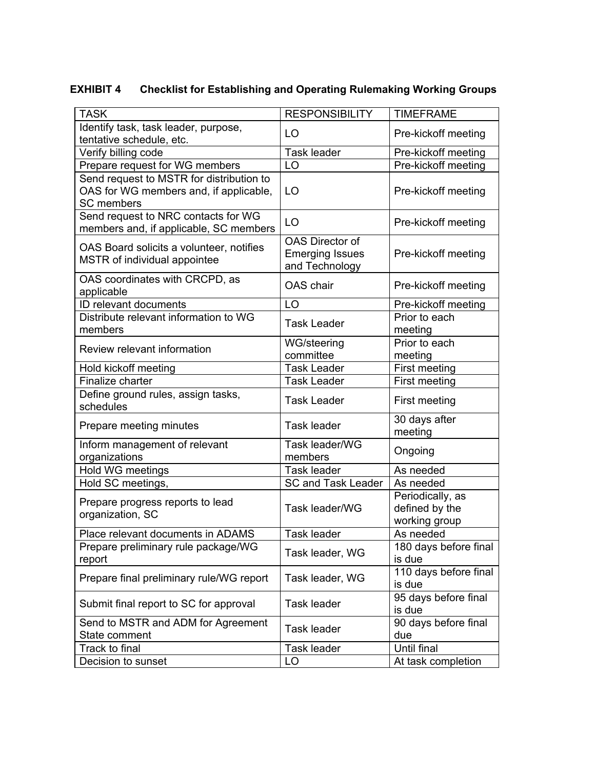**EXHIBIT 4 Checklist for Establishing and Operating Rulemaking Working Groups**

| TASK | RESPONSIBILITY | TIMEFRAME |
|---|---|---|
| Identify task, task leader, purpose, tentative schedule, etc. | LO | Pre-kickoff meeting |
| Verify billing code | Task leader | Pre-kickoff meeting |
| Prepare request for WG members | LO | Pre-kickoff meeting |
| Send request to MSTR for distribution to OAS for WG members and, if applicable, SC members | LO | Pre-kickoff meeting |
| Send request to NRC contacts for WG members and, if applicable, SC members | LO | Pre-kickoff meeting |
| OAS Board solicits a volunteer, notifies MSTR of individual appointee | OAS Director of Emerging Issues and Technology | Pre-kickoff meeting |
| OAS coordinates with CRCPD, as applicable | OAS chair | Pre-kickoff meeting |
| ID relevant documents | LO | Pre-kickoff meeting |
| Distribute relevant information to WG members | Task Leader | Prior to each meeting |
| Review relevant information | WG/steering committee | Prior to each meeting |
| Hold kickoff meeting | Task Leader | First meeting |
| Finalize charter | Task Leader | First meeting |
| Define ground rules, assign tasks, schedules | Task Leader | First meeting |
| Prepare meeting minutes | Task leader | 30 days after meeting |
| Inform management of relevant organizations | Task leader/WG members | Ongoing |
| Hold WG meetings | Task leader | As needed |
| Hold SC meetings, | SC and Task Leader | As needed |
| Prepare progress reports to lead organization, SC | Task leader/WG | Periodically, as defined by the working group |
| Place relevant documents in ADAMS | Task leader | As needed |
| Prepare preliminary rule package/WG report | Task leader, WG | 180 days before final is due |
| Prepare final preliminary rule/WG report | Task leader, WG | 110 days before final is due |
| Submit final report to SC for approval | Task leader | 95 days before final is due |
| Send to MSTR and ADM for Agreement State comment | Task leader | 90 days before final due |
| Track to final | Task leader | Until final |
| Decision to sunset | LO | At task completion |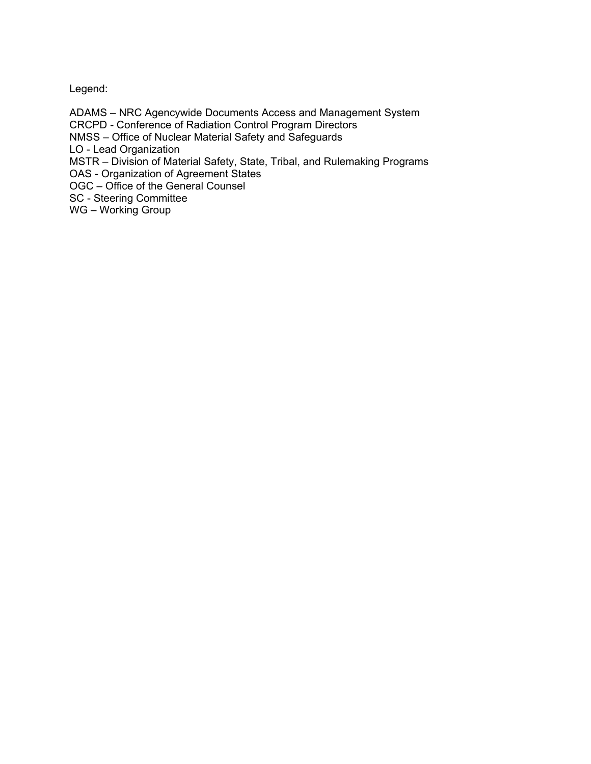Legend:

ADAMS – NRC Agencywide Documents Access and Management System  
CRCPD - Conference of Radiation Control Program Directors  
NMSS – Office of Nuclear Material Safety and Safeguards  
LO - Lead Organization  
MSTR – Division of Material Safety, State, Tribal, and Rulemaking Programs  
OAS - Organization of Agreement States  
OGC – Office of the General Counsel  
SC - Steering Committee  
WG – Working Group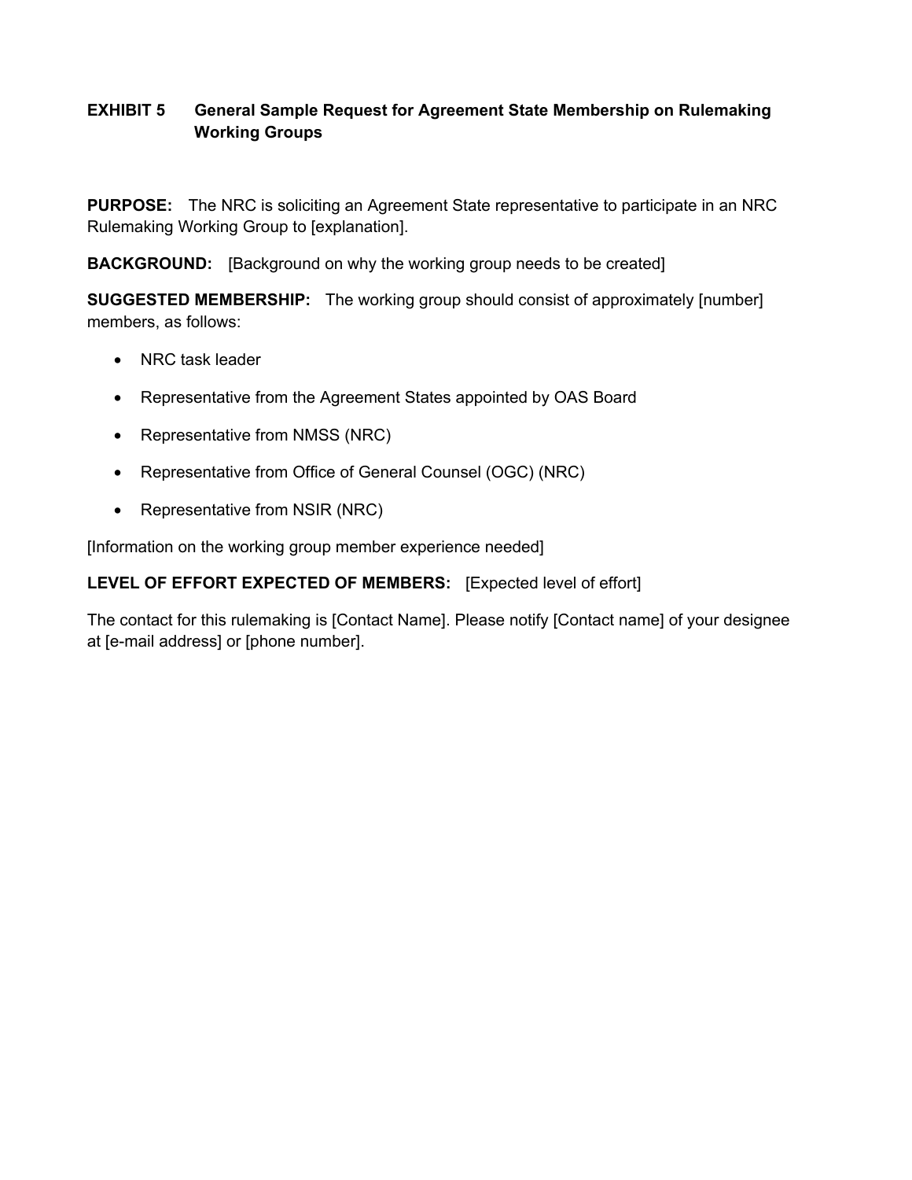## EXHIBIT 5 General Sample Request for Agreement State Membership on Rulemaking Working Groups

**PURPOSE:** The NRC is soliciting an Agreement State representative to participate in an NRC Rulemaking Working Group to [explanation].

**BACKGROUND:** [Background on why the working group needs to be created]

**SUGGESTED MEMBERSHIP:** The working group should consist of approximately [number] members, as follows:

- NRC task leader
- Representative from the Agreement States appointed by OAS Board
- Representative from NMSS (NRC)
- Representative from Office of General Counsel (OGC) (NRC)
- Representative from NSIR (NRC)

[Information on the working group member experience needed]

**LEVEL OF EFFORT EXPECTED OF MEMBERS:** [Expected level of effort]

The contact for this rulemaking is [Contact Name]. Please notify [Contact name] of your designee at [e-mail address] or [phone number].